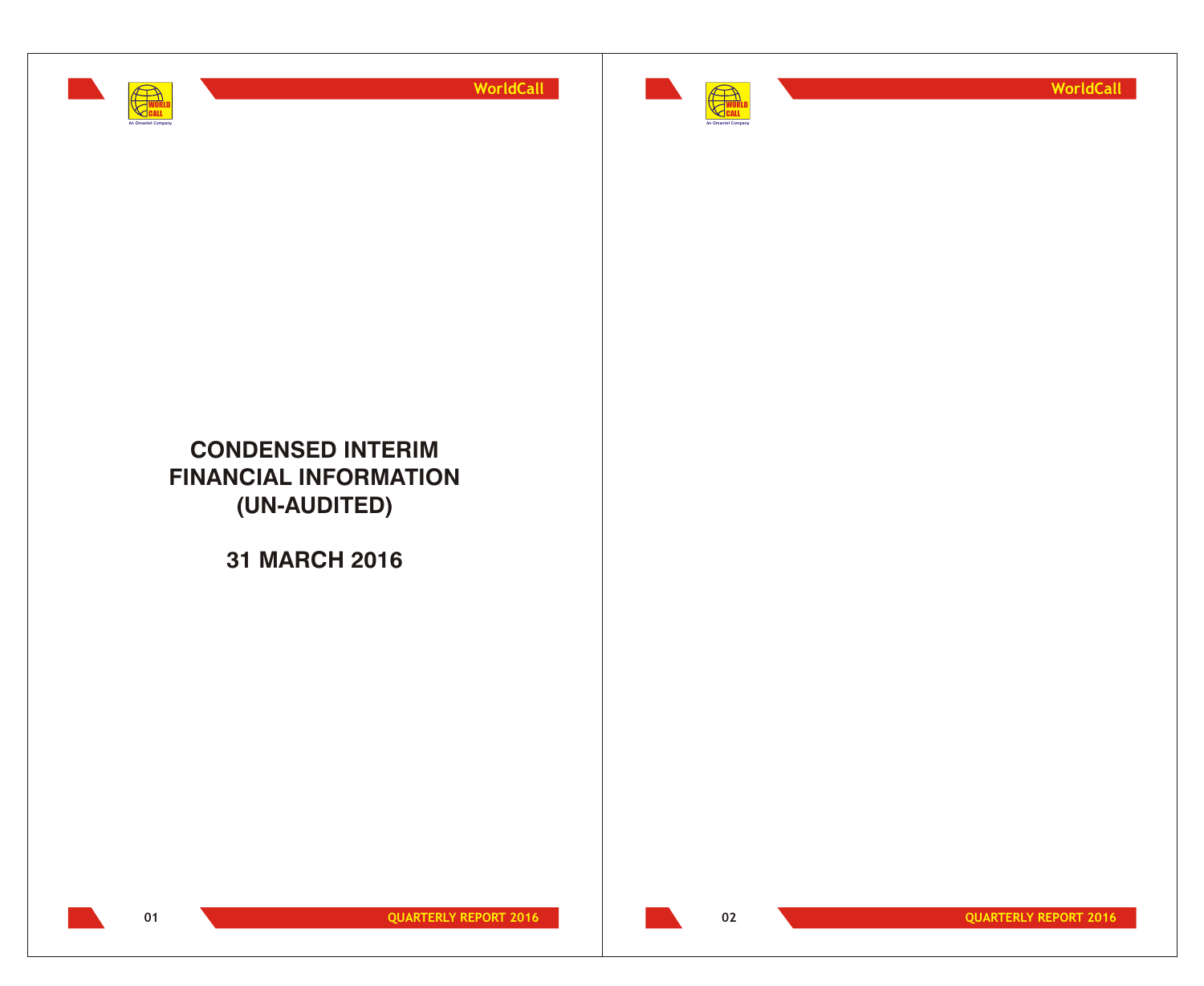# CONDENSED INTERIM FINANCIAL INFORMATION (UN-AUDITED)

## 31 MARCH 2016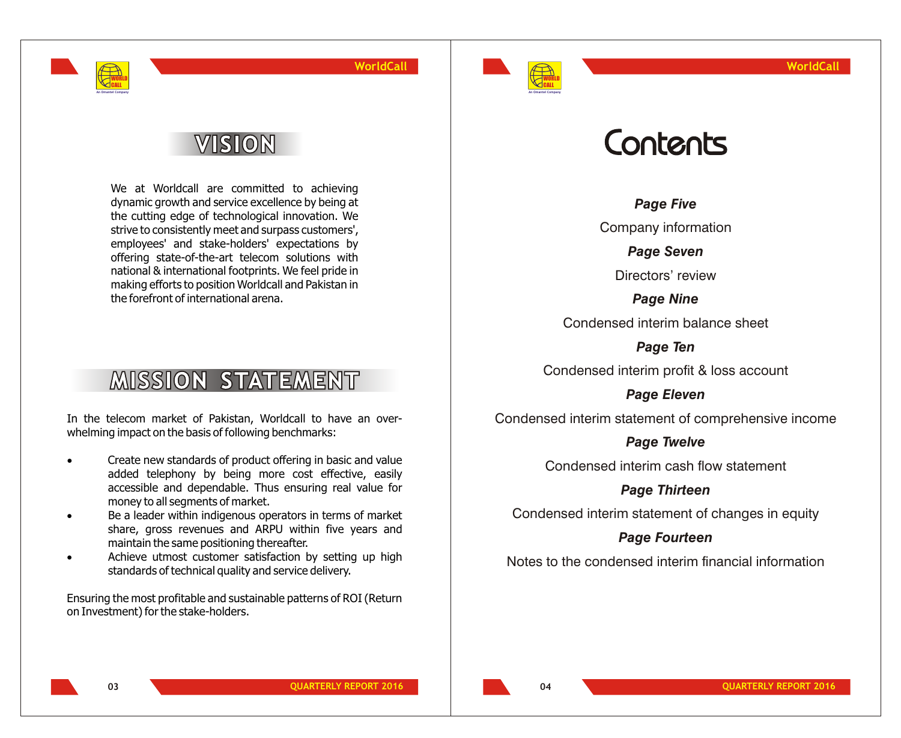# VISION

We at Worldcall are committed to achieving dynamic growth and service excellence by being at the cutting edge of technological innovation. We strive to consistently meet and surpass customers', employees' and stake-holders' expectations by offering state-of-the-art telecom solutions with national & international footprints. We feel pride in making efforts to position Worldcall and Pakistan in the forefront of international arena.

# MISSION STATEMENT

In the telecom market of Pakistan, Worldcall to have an over-whelming impact on the basis of following benchmarks:

- Create new standards of product offering in basic and value added telephony by being more cost effective, easily accessible and dependable. Thus ensuring real value for money to all segments of market.
- Be a leader within indigenous operators in terms of market share, gross revenues and ARPU within five years and maintain the same positioning thereafter.
- Achieve utmost customer satisfaction by setting up high standards of technical quality and service delivery.

Ensuring the most profitable and sustainable patterns of ROI (Return on Investment) for the stake-holders.

# Contents

***Page Five***

Company information

***Page Seven***

Directors' review

***Page Nine***

Condensed interim balance sheet

***Page Ten***

Condensed interim profit & loss account

***Page Eleven***

Condensed interim statement of comprehensive income

***Page Twelve***

Condensed interim cash flow statement

***Page Thirteen***

Condensed interim statement of changes in equity

***Page Fourteen***

Notes to the condensed interim financial information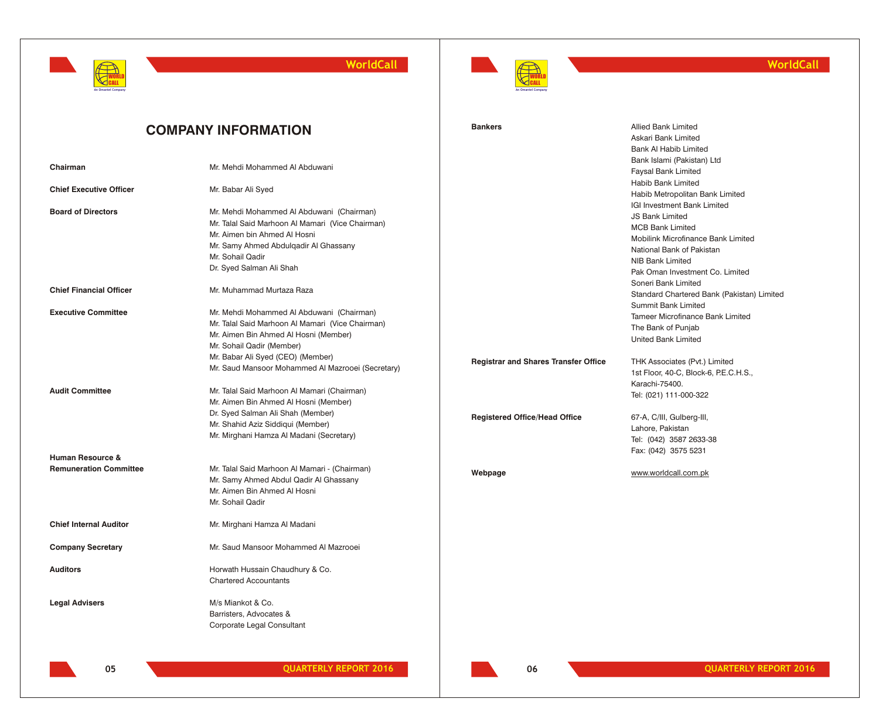# COMPANY INFORMATION

**Chairman**
Mr. Mehdi Mohammed Al Abduwani

**Chief Executive Officer**
Mr. Babar Ali Syed

**Board of Directors**
Mr. Mehdi Mohammed Al Abduwani (Chairman)
Mr. Talal Said Marhoon Al Mamari (Vice Chairman)
Mr. Aimen bin Ahmed Al Hosni
Mr. Samy Ahmed Abdulqadir Al Ghassany
Mr. Sohail Qadir
Dr. Syed Salman Ali Shah

**Chief Financial Officer**
Mr. Muhammad Murtaza Raza

**Executive Committee**
Mr. Mehdi Mohammed Al Abduwani (Chairman)
Mr. Talal Said Marhoon Al Mamari (Vice Chairman)
Mr. Aimen Bin Ahmed Al Hosni (Member)
Mr. Sohail Qadir (Member)
Mr. Babar Ali Syed (CEO) (Member)
Mr. Saud Mansoor Mohammed Al Mazrooei (Secretary)

**Audit Committee**
Mr. Talal Said Marhoon Al Mamari (Chairman)
Mr. Aimen Bin Ahmed Al Hosni (Member)
Dr. Syed Salman Ali Shah (Member)
Mr. Shahid Aziz Siddiqui (Member)
Mr. Mirghani Hamza Al Madani (Secretary)

**Human Resource & Remuneration Committee**
Mr. Talal Said Marhoon Al Mamari - (Chairman)
Mr. Samy Ahmed Abdul Qadir Al Ghassany
Mr. Aimen Bin Ahmed Al Hosni
Mr. Sohail Qadir

**Chief Internal Auditor**
Mr. Mirghani Hamza Al Madani

**Company Secretary**
Mr. Saud Mansoor Mohammed Al Mazrooei

**Auditors**
Horwath Hussain Chaudhury & Co.
Chartered Accountants

**Legal Advisers**
M/s Miankot & Co.
Barristers, Advocates &
Corporate Legal Consultant

**Bankers**
Allied Bank Limited
Askari Bank Limited
Bank Al Habib Limited
Bank Islami (Pakistan) Ltd
Faysal Bank Limited
Habib Bank Limited
Habib Metropolitan Bank Limited
IGI Investment Bank Limited
JS Bank Limited
MCB Bank Limited
Mobilink Microfinance Bank Limited
National Bank of Pakistan
NIB Bank Limited
Pak Oman Investment Co. Limited
Soneri Bank Limited
Standard Chartered Bank (Pakistan) Limited
Summit Bank Limited
Tameer Microfinance Bank Limited
The Bank of Punjab
United Bank Limited

**Registrar and Shares Transfer Office**
THK Associates (Pvt.) Limited
1st Floor, 40-C, Block-6, P.E.C.H.S.,
Karachi-75400.
Tel: (021) 111-000-322

**Registered Office/Head Office**
67-A, C/III, Gulberg-III,
Lahore, Pakistan
Tel: (042) 3587 2633-38
Fax: (042) 3575 5231

**Webpage**
www.worldcall.com.pk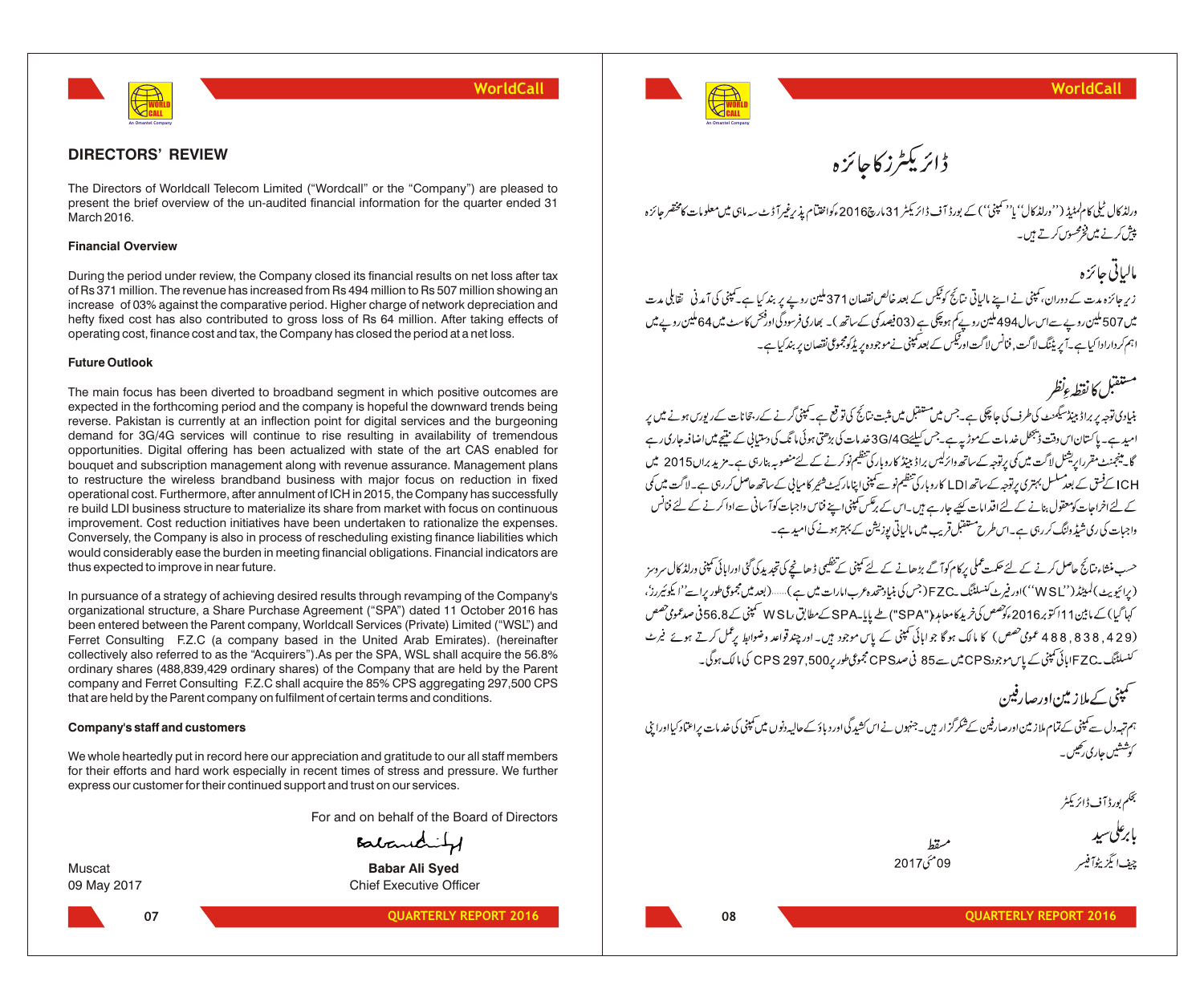## DIRECTORS' REVIEW

The Directors of Worldcall Telecom Limited ("Wordcall" or the "Company") are pleased to present the brief overview of the un-audited financial information for the quarter ended 31 March 2016.

### Financial Overview

During the period under review, the Company closed its financial results on net loss after tax of Rs 371 million. The revenue has increased from Rs 494 million to Rs 507 million showing an increase of 03% against the comparative period. Higher charge of network depreciation and hefty fixed cost has also contributed to gross loss of Rs 64 million. After taking effects of operating cost, finance cost and tax, the Company has closed the period at a net loss.

### Future Outlook

The main focus has been diverted to broadband segment in which positive outcomes are expected in the forthcoming period and the company is hopeful the downward trends being reverse. Pakistan is currently at an inflection point for digital services and the burgeoning demand for 3G/4G services will continue to rise resulting in availability of tremendous opportunities. Digital offering has been actualized with state of the art CAS enabled for bouquet and subscription management along with revenue assurance. Management plans to restructure the wireless brandband business with major focus on reduction in fixed operational cost. Furthermore, after annulment of ICH in 2015, the Company has successfully re build LDI business structure to materialize its share from market with focus on continuous improvement. Cost reduction initiatives have been undertaken to rationalize the expenses. Conversely, the Company is also in process of rescheduling existing finance liabilities which would considerably ease the burden in meeting financial obligations. Financial indicators are thus expected to improve in near future.

In pursuance of a strategy of achieving desired results through revamping of the Company's organizational structure, a Share Purchase Agreement ("SPA") dated 11 October 2016 has been entered between the Parent company, Worldcall Services (Private) Limited ("WSL") and Ferret Consulting F.Z.C (a company based in the United Arab Emirates). (hereinafter collectively also referred to as the "Acquirers").As per the SPA, WSL shall acquire the 56.8% ordinary shares (488,839,429 ordinary shares) of the Company that are held by the Parent company and Ferret Consulting F.Z.C shall acquire the 85% CPS aggregating 297,500 CPS that are held by the Parent company on fulfilment of certain terms and conditions.

### Company's staff and customers

We whole heartedly put in record here our appreciation and gratitude to our all staff members for their efforts and hard work especially in recent times of stress and pressure. We further express our customer for their continued support and trust on our services.

For and on behalf of the Board of Directors

**Babar Ali Syed**
Chief Executive Officer

Muscat
09 May 2017

## ڈائریکٹرز کا جائزہ

ورلڈ کال ٹیلی کام لمیٹڈ (''ورلڈ کال'' یا ''کمپنی'') کے بورڈ آف ڈائریکٹر 31 مارچ 2016ء کو اختتام پذیر غیر آڈٹ سہ ماہی میں معلومات کا مختصر جائزہ پیش کرنے میں فخر محسوس کرتے ہیں۔

### مالیاتی جائزہ

زیر جائزہ مدت کے دوران، کمپنی نے اپنے مالیاتی نتائج کو ٹیکس کے بعد خالص نقصان 371 ملین روپے پر بند کیا ہے۔ کمپنی کی آمدنی تقابلی مدت میں 507 ملین روپے سے اس سال 494 ملین روپے کم ہو چکی ہے (03 فیصد کمی کے ساتھ)۔ بھاری فرسودگی اور فکس کاسٹ میں 64 ملین روپے میں اہم کردار ادا کیا ہے۔ آپریٹنگ لاگت، فنانس لاگت اور ٹیکس کے بعد کمپنی نے موجودہ پریڈ کو مجموعی نقصان پر بند کیا ہے۔

### مستقبل کا نقطہ نظر

بنیادی توجہ براڈ بینڈ سیگمنٹ کی طرف کی جا چکی ہے۔ جس میں مستقبل میں مثبت نتائج کی توقع ہے۔ کمپنی گرنے کے رجحانات کے ریورس ہونے میں پر امید ہے۔ پاکستان اس وقت ڈیجیٹل خدمات کے موڑ پر ہے۔ جس کیلئے 3G/4G خدمات کی بڑھتی ہوئی مانگ کی دستیابی کے نتیجے میں اضافہ جاری رہے گا۔ مینجمنٹ مقررہ آپریشنل لاگت میں کمی پر توجہ کے ساتھ وائرلیس براڈ بینڈ کاروبار کی تنظیم نو کرنے کے لئے منصوبہ بنا رہی ہے۔ مزید براں 2015 میں ICH کے فسق کے بعد مسلسل بہتری پر توجہ کے ساتھ LDI کاروبار کی تنظیم نو سے کمپنی اپنا مارکیٹ شیئر کامیابی کے ساتھ حاصل کر رہی ہے۔ لاگت میں کمی کے لئے اخراجات کو معقول بنانے کے لئے اقدامات کیئے جا رہے ہیں۔ اس کے برعکس کمپنی اپنے فنانس واجبات کو آسانی سے ادا کرنے کے لئے فنانس واجبات کی ری شیڈولنگ کر رہی ہے۔ اس طرح مستقبل قریب میں مالیاتی پوزیشن کے بہتر ہونے کی امید ہے۔

حسب منشاء نتائج حاصل کرنے کے لئے حکمت عملی پر کام کو آگے بڑھانے کے لئے کمپنی کے تنظیمی ڈھانچے کی تجدید کی گئی اور ابائی کمپنی ورلڈ کال سروسز (پرائیویٹ) لمیٹڈ (''WSL'') اور فیرٹ کنسلٹنگ FZC (جس کی بنیاد متحدہ عرب امارات میں ہے)......(بعد میں مجموعی طور پر اسے ''ایکوئیررز'' کہا گیا) کے مابین 11 اکتوبر 2016ء کو حصص کی خرید کا معاہدہ ("SPA") طے پایا۔ SPA کے مطابق WSL کمپنی کے 56.8 فی صد عمومی حصص (488,838,429 عمومی حصص) کا مالک ہوگا جو ابائی کمپنی کے پاس موجود ہیں۔ اور چند قواعد وضوابط پر عمل کرتے ہوئے فیرٹ کنسلٹنگ FZC ابائی کمپنی کے پاس موجود CPS میں سے 85 فی صد CPS مجموعی طور پر 297,500 CPS کی مالک ہوگی۔

### کمپنی کے ملازمین اور صارفین

ہم تہہ دل سے کمپنی کے تمام ملازمین اور صارفین کے شکر گزار ہیں۔ جنھوں نے اس کشیدگی اور دباؤ کے حالیہ دنوں میں کمپنی کی خدمات پر اعتماد کیا اور اپنی کوششیں جاری رکھیں۔

بحکم بورڈ آف ڈائریکٹر

**بابر علی سید**
چیف ایگزیکٹو آفیسر

مسقط
09 مئی 2017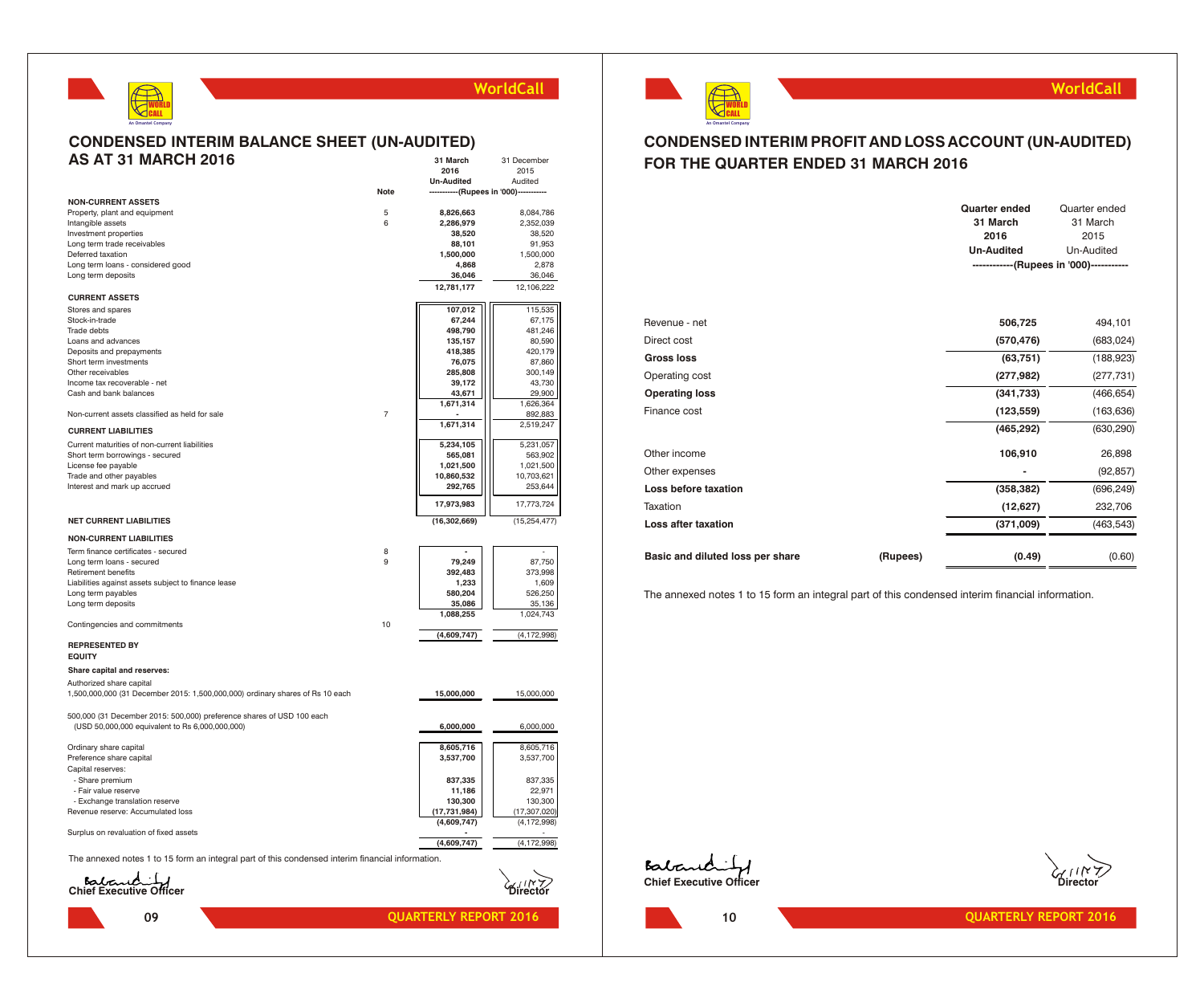# CONDENSED INTERIM BALANCE SHEET (UN-AUDITED) AS AT 31 MARCH 2016

| | Note | 31 March 2016 Un-Audited | 31 December 2015 Audited |
|---|---|---|---|
| | | -----------(Rupees in '000)----------- | |
| **NON-CURRENT ASSETS** | | | |
| Property, plant and equipment | 5 | **8,826,663** | 8,084,786 |
| Intangible assets | 6 | **2,286,979** | 2,352,039 |
| Investment properties | | **38,520** | 38,520 |
| Long term trade receivables | | **88,101** | 91,953 |
| Deferred taxation | | **1,500,000** | 1,500,000 |
| Long term loans - considered good | | **4,868** | 2,878 |
| Long term deposits | | **36,046** | 36,046 |
| | | **12,781,177** | 12,106,222 |
| **CURRENT ASSETS** | | | |
| Stores and spares | | **107,012** | 115,535 |
| Stock-in-trade | | **67,244** | 67,175 |
| Trade debts | | **498,790** | 481,246 |
| Loans and advances | | **135,157** | 80,590 |
| Deposits and prepayments | | **418,385** | 420,179 |
| Short term investments | | **76,075** | 87,860 |
| Other receivables | | **285,808** | 300,149 |
| Income tax recoverable - net | | **39,172** | 43,730 |
| Cash and bank balances | | **43,671** | 29,900 |
| | | **1,671,314** | 1,626,364 |
| Non-current assets classified as held for sale | 7 | **-** | 892,883 |
| | | **1,671,314** | 2,519,247 |
| **CURRENT LIABILITIES** | | | |
| Current maturities of non-current liabilities | | **5,234,105** | 5,231,057 |
| Short term borrowings - secured | | **565,081** | 563,902 |
| License fee payable | | **1,021,500** | 1,021,500 |
| Trade and other payables | | **10,860,532** | 10,703,621 |
| Interest and mark up accrued | | **292,765** | 253,644 |
| | | **17,973,983** | 17,773,724 |
| **NET CURRENT LIABILITIES** | | **(16,302,669)** | (15,254,477) |
| **NON-CURRENT LIABILITIES** | | | |
| Term finance certificates - secured | 8 | **-** | - |
| Long term loans - secured | 9 | **79,249** | 87,750 |
| Retirement benefits | | **392,483** | 373,998 |
| Liabilities against assets subject to finance lease | | **1,233** | 1,609 |
| Long term payables | | **580,204** | 526,250 |
| Long term deposits | | **35,086** | 35,136 |
| | | **1,088,255** | 1,024,743 |
| Contingencies and commitments | 10 | | |
| | | **(4,609,747)** | (4,172,998) |
| **REPRESENTED BY** | | | |
| **EQUITY** | | | |
| **Share capital and reserves:** | | | |
| Authorized share capital | | | |
| 1,500,000,000 (31 December 2015: 1,500,000,000) ordinary shares of Rs 10 each | | **15,000,000** | 15,000,000 |
| 500,000 (31 December 2015: 500,000) preference shares of USD 100 each (USD 50,000,000 equivalent to Rs 6,000,000,000) | | **6,000,000** | 6,000,000 |
| Ordinary share capital | | **8,605,716** | 8,605,716 |
| Preference share capital | | **3,537,700** | 3,537,700 |
| Capital reserves: | | | |
| - Share premium | | **837,335** | 837,335 |
| - Fair value reserve | | **11,186** | 22,971 |
| - Exchange translation reserve | | **130,300** | 130,300 |
| Revenue reserve: Accumulated loss | | **(17,731,984)** | (17,307,020) |
| | | **(4,609,747)** | (4,172,998) |
| Surplus on revaluation of fixed assets | | **-** | - |
| | | **(4,609,747)** | (4,172,998) |

The annexed notes 1 to 15 form an integral part of this condensed interim financial information.

**Chief Executive Officer** **Director**

# CONDENSED INTERIM PROFIT AND LOSS ACCOUNT (UN-AUDITED) FOR THE QUARTER ENDED 31 MARCH 2016

| | | Quarter ended 31 March 2016 Un-Audited | Quarter ended 31 March 2015 Un-Audited |
|---|---|---|---|
| | | ------------(Rupees in '000)----------- | |
| Revenue - net | | **506,725** | 494,101 |
| Direct cost | | **(570,476)** | (683,024) |
| **Gross loss** | | **(63,751)** | (188,923) |
| Operating cost | | **(277,982)** | (277,731) |
| **Operating loss** | | **(341,733)** | (466,654) |
| Finance cost | | **(123,559)** | (163,636) |
| | | **(465,292)** | (630,290) |
| Other income | | **106,910** | 26,898 |
| Other expenses | | **-** | (92,857) |
| **Loss before taxation** | | **(358,382)** | (696,249) |
| Taxation | | **(12,627)** | 232,706 |
| **Loss after taxation** | | **(371,009)** | (463,543) |
| **Basic and diluted loss per share** | **(Rupees)** | **(0.49)** | (0.60) |

The annexed notes 1 to 15 form an integral part of this condensed interim financial information.

**Chief Executive Officer** **Director**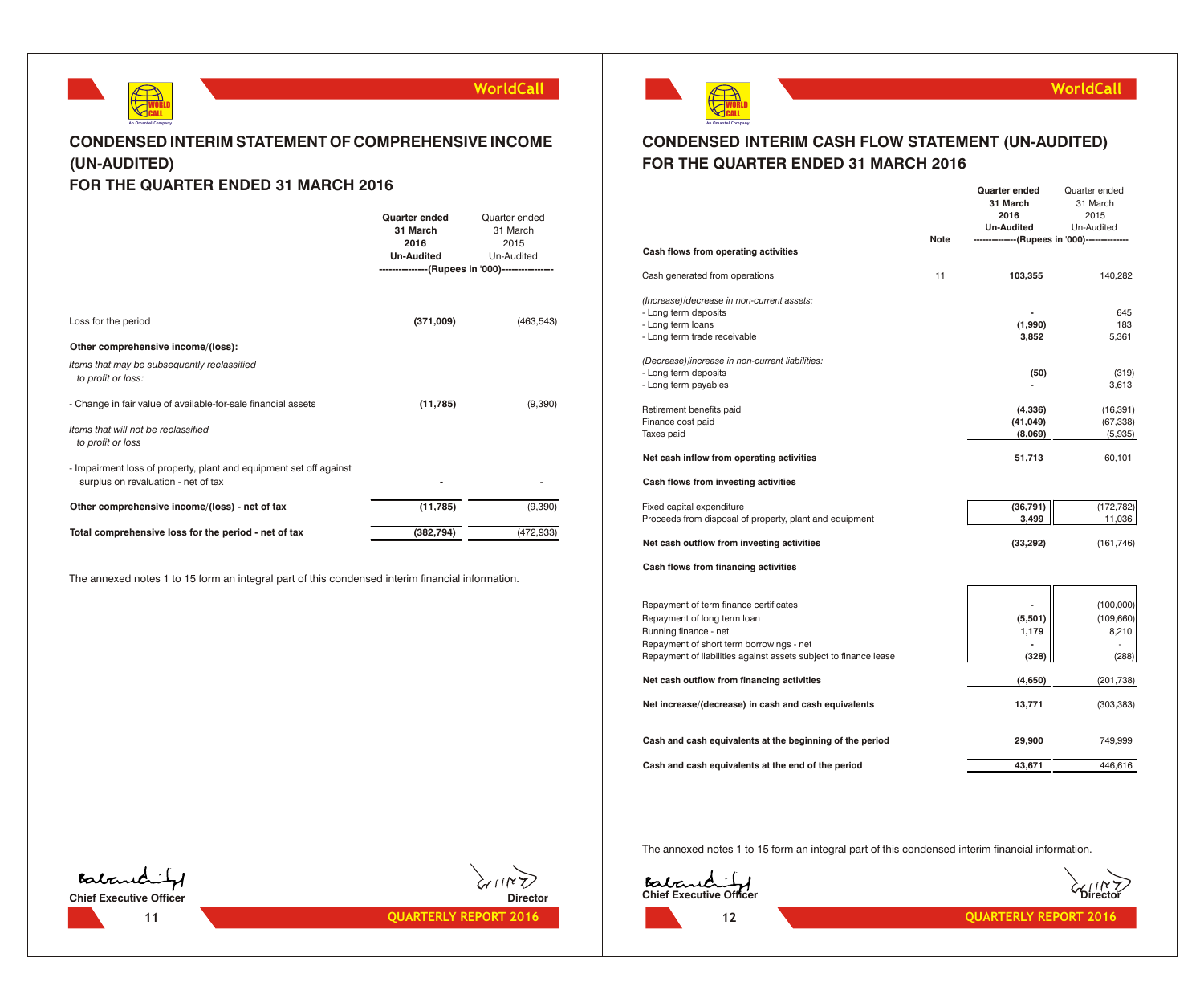## CONDENSED INTERIM STATEMENT OF COMPREHENSIVE INCOME (UN-AUDITED)
## FOR THE QUARTER ENDED 31 MARCH 2016

| | **Quarter ended 31 March 2016 Un-Audited** | Quarter ended 31 March 2015 Un-Audited |
|---|---|---|
| | --------------(Rupees in '000)-------------- | |
| Loss for the period | **(371,009)** | (463,543) |
| **Other comprehensive income/(loss):** | | |
| *Items that may be subsequently reclassified to profit or loss:* | | |
| - Change in fair value of available-for-sale financial assets | **(11,785)** | (9,390) |
| *Items that will not be reclassified to profit or loss* | | |
| - Impairment loss of property, plant and equipment set off against surplus on revaluation - net of tax | **-** | - |
| **Other comprehensive income/(loss) - net of tax** | **(11,785)** | (9,390) |
| **Total comprehensive loss for the period - net of tax** | **(382,794)** | (472,933) |

The annexed notes 1 to 15 form an integral part of this condensed interim financial information.

**Chief Executive Officer** — **Director**

## CONDENSED INTERIM CASH FLOW STATEMENT (UN-AUDITED)
## FOR THE QUARTER ENDED 31 MARCH 2016

| | Note | **Quarter ended 31 March 2016 Un-Audited** | Quarter ended 31 March 2015 Un-Audited |
|---|---|---|---|
| | | -------------(Rupees in '000)------------- | |
| **Cash flows from operating activities** | | | |
| Cash generated from operations | 11 | **103,355** | 140,282 |
| *(Increase)/decrease in non-current assets:* | | | |
| - Long term deposits | | **-** | 645 |
| - Long term loans | | **(1,990)** | 183 |
| - Long term trade receivable | | **3,852** | 5,361 |
| *(Decrease)/increase in non-current liabilities:* | | | |
| - Long term deposits | | **(50)** | (319) |
| - Long term payables | | **-** | 3,613 |
| Retirement benefits paid | | **(4,336)** | (16,391) |
| Finance cost paid | | **(41,049)** | (67,338) |
| Taxes paid | | **(8,069)** | (5,935) |
| **Net cash inflow from operating activities** | | **51,713** | 60,101 |
| **Cash flows from investing activities** | | | |
| Fixed capital expenditure | | **(36,791)** | (172,782) |
| Proceeds from disposal of property, plant and equipment | | **3,499** | 11,036 |
| **Net cash outflow from investing activities** | | **(33,292)** | (161,746) |
| **Cash flows from financing activities** | | | |
| Repayment of term finance certificates | | **-** | (100,000) |
| Repayment of long term loan | | **(5,501)** | (109,660) |
| Running finance - net | | **1,179** | 8,210 |
| Repayment of short term borrowings - net | | **-** | - |
| Repayment of liabilities against assets subject to finance lease | | **(328)** | (288) |
| **Net cash outflow from financing activities** | | **(4,650)** | (201,738) |
| **Net increase/(decrease) in cash and cash equivalents** | | **13,771** | (303,383) |
| **Cash and cash equivalents at the beginning of the period** | | **29,900** | 749,999 |
| **Cash and cash equivalents at the end of the period** | | **43,671** | 446,616 |

The annexed notes 1 to 15 form an integral part of this condensed interim financial information.

**Chief Executive Officer** — **Director**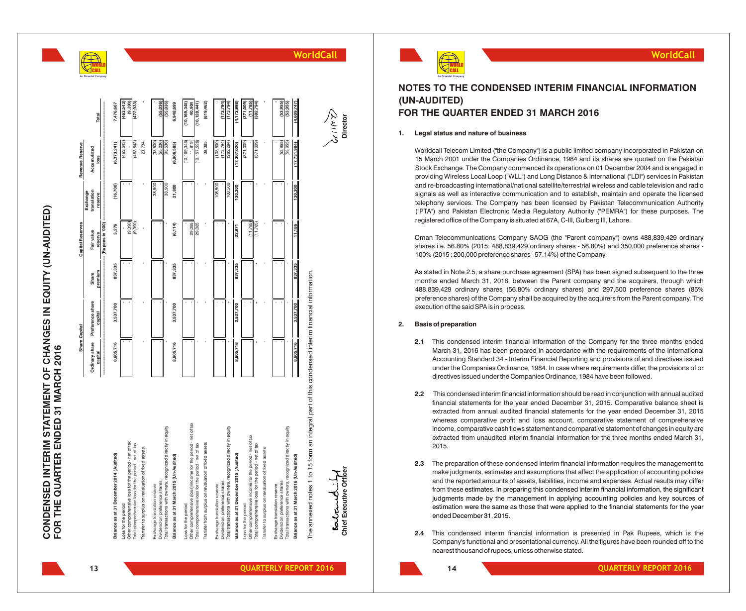# CONDENSED INTERIM STATEMENT OF CHANGES IN EQUITY (UN-AUDITED) FOR THE QUARTER ENDED 31 MARCH 2016

| | Share Capital | | Capital Reserves | | | Revenue Reserve | |
|---|---|---|---|---|---|---|---|
| | Ordinary share capital | Preference share capital | Share premium | Fair value reserve | Exchange translation reserve | Accumulated loss | Total |
| | | | | (Rupees in '000) | | | |
| **Balance as at 31 December 2014 (Audited)** | **8,605,716** | **3,537,700** | **837,335** | **3,276** | **(16,700)** | **(6,373,241)** | **7,476,667** |
| Loss for the period | - | - | - | - | - | (463,543) | (463,543) |
| Other comprehensive loss for the period - net of tax | - | - | - | (9,390) | - | - | (9,390) |
| Total comprehensive loss for the period - net of tax | - | - | - | (9,390) | - | (463,543) | (472,933) |
| Transfer to surplus on revaluation of fixed assets | - | - | - | - | - | 23,734 | - |
| Exchange translation reserve | - | - | - | - | 38,500 | (38,500) | - |
| Dividend on preference shares | - | - | - | - | - | (55,036) | (55,036) |
| Total transactions with owners, recognized directly in equity | - | - | - | - | 38,500 | (93,536) | (55,036) |
| **Balance as at 31 March 2015 (Un-Audited)** | **8,605,716** | **3,537,700** | **837,335** | **(6,114)** | **21,800** | **(6,906,585)** | **6,948,699** |
| Loss for the period | - | - | - | - | - | (10,169,345) | (10,169,345) |
| Other comprehensive (loss)/income for the period - net of tax | - | - | - | 29,085 | - | 11,819 | 40,904 |
| Total comprehensive loss for the period - net of tax | - | - | - | 29,085 | - | (10,157,526) | (10,128,441) |
| Transfer from surplus on revaluation of fixed assets | - | - | - | - | - | 39,385 | (819,462) |
| Exchange translation reserve | - | - | - | - | 108,500 | (108,500) | - |
| Dividend on preference shares | - | - | - | - | - | (173,794) | (173,794) |
| Total transactions with owners, recognized directly in equity | - | - | - | - | 108,500 | (282,294) | (173,794) |
| **Balance as at 31 December 2015 (Audited)** | **8,605,716** | **3,537,700** | **837,335** | **22,971** | **130,300** | **(17,307,020)** | **(4,172,998)** |
| Loss for the period | - | - | - | - | - | (371,009) | (371,009) |
| Other comprehensive income for the period - net of tax | - | - | - | (11,785) | - | - | (11,785) |
| Total comprehensive loss for the period - net of tax | - | - | - | (11,785) | - | (371,009) | (382,794) |
| Transfer to surplus on revaluation of fixed assets | - | - | - | - | - | - | - |
| Exchange translation reserve | - | - | - | - | - | - | - |
| Dividend on preference shares | - | - | - | - | - | (53,955) | (53,955) |
| Total transactions with owners, recognized directly in equity | - | - | - | - | - | (53,955) | (53,955) |
| **Balance as at 31 March 2016 (Un-Audited)** | **8,605,716** | **3,537,700** | **837,335** | **11,186** | **130,300** | **(17,731,984)** | **(4,609,747)** |

The annexed notes 1 to 15 form an integral part of this condensed interim financial information.

**Chief Executive Officer** — **Director**

# NOTES TO THE CONDENSED INTERIM FINANCIAL INFORMATION (UN-AUDITED) FOR THE QUARTER ENDED 31 MARCH 2016

## 1. Legal status and nature of business

Worldcall Telecom Limited ("the Company") is a public limited company incorporated in Pakistan on 15 March 2001 under the Companies Ordinance, 1984 and its shares are quoted on the Pakistan Stock Exchange. The Company commenced its operations on 01 December 2004 and is engaged in providing Wireless Local Loop ("WLL") and Long Distance & International ("LDI") services in Pakistan and re-broadcasting international/national satellite/terrestrial wireless and cable television and radio signals as well as interactive communication and to establish, maintain and operate the licensed telephony services. The Company has been licensed by Pakistan Telecommunication Authority ("PTA") and Pakistan Electronic Media Regulatory Authority ("PEMRA") for these purposes. The registered office of the Company is situated at 67A, C-III, Gulberg III, Lahore.

Oman Telecommunications Company SAOG (the "Parent company") owns 488,839,429 ordinary shares i.e. 56.80% (2015: 488,839,429 ordinary shares - 56.80%) and 350,000 preference shares - 100% (2015 : 200,000 preference shares - 57.14%) of the Company.

As stated in Note 2.5, a share purchase agreement (SPA) has been signed subsequent to the three months ended March 31, 2016, between the Parent company and the acquirers, through which 488,839,429 ordinary shares (56.80% ordinary shares) and 297,500 preference shares (85% preference shares) of the Company shall be acquired by the acquirers from the Parent company. The execution of the said SPA is in process.

## 2. Basis of preparation

**2.1** This condensed interim financial information of the Company for the three months ended March 31, 2016 has been prepared in accordance with the requirements of the International Accounting Standard 34 - Interim Financial Reporting and provisions of and directives issued under the Companies Ordinance, 1984. In case where requirements differ, the provisions of or directives issued under the Companies Ordinance, 1984 have been followed.

**2.2** This condensed interim financial information should be read in conjunction with annual audited financial statements for the year ended December 31, 2015. Comparative balance sheet is extracted from annual audited financial statements for the year ended December 31, 2015 whereas comparative profit and loss account, comparative statement of comprehensive income, comparative cash flows statement and comparative statement of changes in equity are extracted from unaudited interim financial information for the three months ended March 31, 2015.

**2.3** The preparation of these condensed interim financial information requires the management to make judgments, estimates and assumptions that affect the application of accounting policies and the reported amounts of assets, liabilities, income and expenses. Actual results may differ from these estimates. In preparing this condensed interim financial information, the significant judgments made by the management in applying accounting policies and key sources of estimation were the same as those that were applied to the financial statements for the year ended December 31, 2015.

**2.4** This condensed interim financial information is presented in Pak Rupees, which is the Company's functional and presentational currency. All the figures have been rounded off to the nearest thousand of rupees, unless otherwise stated.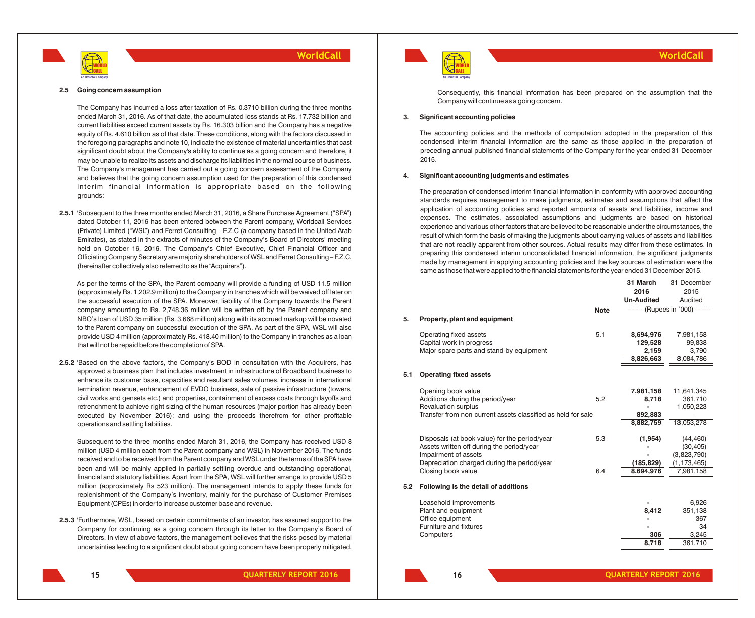### 2.5 Going concern assumption

The Company has incurred a loss after taxation of Rs. 0.3710 billion during the three months ended March 31, 2016. As of that date, the accumulated loss stands at Rs. 17.732 billion and current liabilities exceed current assets by Rs. 16.303 billion and the Company has a negative equity of Rs. 4.610 billion as of that date. These conditions, along with the factors discussed in the foregoing paragraphs and note 10, indicate the existence of material uncertainties that cast significant doubt about the Company's ability to continue as a going concern and therefore, it may be unable to realize its assets and discharge its liabilities in the normal course of business. The Company's management has carried out a going concern assessment of the Company and believes that the going concern assumption used for the preparation of this condensed interim financial information is appropriate based on the following grounds:

**2.5.1** 'Subsequent to the three months ended March 31, 2016, a Share Purchase Agreement ("SPA") dated October 11, 2016 has been entered between the Parent company, Worldcall Services (Private) Limited ("WSL") and Ferret Consulting – F.Z.C (a company based in the United Arab Emirates), as stated in the extracts of minutes of the Company's Board of Directors' meeting held on October 16, 2016. The Company's Chief Executive, Chief Financial Officer and Officiating Company Secretary are majority shareholders of WSL and Ferret Consulting – F.Z.C. (hereinafter collectively also referred to as the "Acquirers").

As per the terms of the SPA, the Parent company will provide a funding of USD 11.5 million (approximately Rs. 1,202.9 million) to the Company in tranches which will be waived off later on the successful execution of the SPA. Moreover, liability of the Company towards the Parent company amounting to Rs. 2,748.36 million will be written off by the Parent company and NBO's loan of USD 35 million (Rs. 3,668 million) along with its accrued markup will be novated to the Parent company on successful execution of the SPA. As part of the SPA, WSL will also provide USD 4 million (approximately Rs. 418.40 million) to the Company in tranches as a loan that will not be repaid before the completion of SPA.

**2.5.2** 'Based on the above factors, the Company's BOD in consultation with the Acquirers, has approved a business plan that includes investment in infrastructure of Broadband business to enhance its customer base, capacities and resultant sales volumes, increase in international termination revenue, enhancement of EVDO business, sale of passive infrastructure (towers, civil works and gensets etc.) and properties, containment of excess costs through layoffs and retrenchment to achieve right sizing of the human resources (major portion has already been executed by November 2016); and using the proceeds therefrom for other profitable operations and settling liabilities.

Subsequent to the three months ended March 31, 2016, the Company has received USD 8 million (USD 4 million each from the Parent company and WSL) in November 2016. The funds received and to be received from the Parent company and WSL under the terms of the SPA have been and will be mainly applied in partially settling overdue and outstanding operational, financial and statutory liabilities. Apart from the SPA, WSL will further arrange to provide USD 5 million (approximately Rs 523 million). The management intends to apply these funds for replenishment of the Company's inventory, mainly for the purchase of Customer Premises Equipment (CPEs) in order to increase customer base and revenue.

**2.5.3** 'Furthermore, WSL, based on certain commitments of an investor, has assured support to the Company for continuing as a going concern through its letter to the Company's Board of Directors. In view of above factors, the management believes that the risks posed by material uncertainties leading to a significant doubt about going concern have been properly mitigated.

Consequently, this financial information has been prepared on the assumption that the Company will continue as a going concern.

### 3. Significant accounting policies

The accounting policies and the methods of computation adopted in the preparation of this condensed interim financial information are the same as those applied in the preparation of preceding annual published financial statements of the Company for the year ended 31 December 2015.

### 4. Significant accounting judgments and estimates

The preparation of condensed interim financial information in conformity with approved accounting standards requires management to make judgments, estimates and assumptions that affect the application of accounting policies and reported amounts of assets and liabilities, income and expenses. The estimates, associated assumptions and judgments are based on historical experience and various other factors that are believed to be reasonable under the circumstances, the result of which form the basis of making the judgments about carrying values of assets and liabilities that are not readily apparent from other sources. Actual results may differ from these estimates. In preparing this condensed interim unconsolidated financial information, the significant judgments made by management in applying accounting policies and the key sources of estimation were the same as those that were applied to the financial statements for the year ended 31 December 2015.

| | | Note | 31 March 2016 Un-Audited | 31 December 2015 Audited |
|---|---|---|---|---|
| | | | (Rupees in '000) | |
| **5.** | **Property, plant and equipment** | | | |
| | Operating fixed assets | 5.1 | **8,694,976** | 7,981,158 |
| | Capital work-in-progress | | **129,528** | 99,838 |
| | Major spare parts and stand-by equipment | | **2,159** | 3,790 |
| | | | **8,826,663** | 8,084,786 |
| **5.1** | **Operating fixed assets** | | | |
| | Opening book value | | **7,981,158** | 11,641,345 |
| | Additions during the period/year | 5.2 | **8,718** | 361,710 |
| | Revaluation surplus | | **-** | 1,050,223 |
| | Transfer from non-current assets classified as held for sale | | **892,883** | - |
| | | | **8,882,759** | 13,053,278 |
| | Disposals (at book value) for the period/year | 5.3 | **(1,954)** | (44,460) |
| | Assets written off during the period/year | | **-** | (30,405) |
| | Impairment of assets | | **-** | (3,823,790) |
| | Depreciation charged during the period/year | | **(185,829)** | (1,173,465) |
| | Closing book value | 6.4 | **8,694,976** | 7,981,158 |
| **5.2** | **Following is the detail of additions** | | | |
| | Leasehold improvements | | **-** | 6,926 |
| | Plant and equipment | | **8,412** | 351,138 |
| | Office equipment | | **-** | 367 |
| | Furniture and fixtures | | **-** | 34 |
| | Computers | | **306** | 3,245 |
| | | | **8,718** | 361,710 |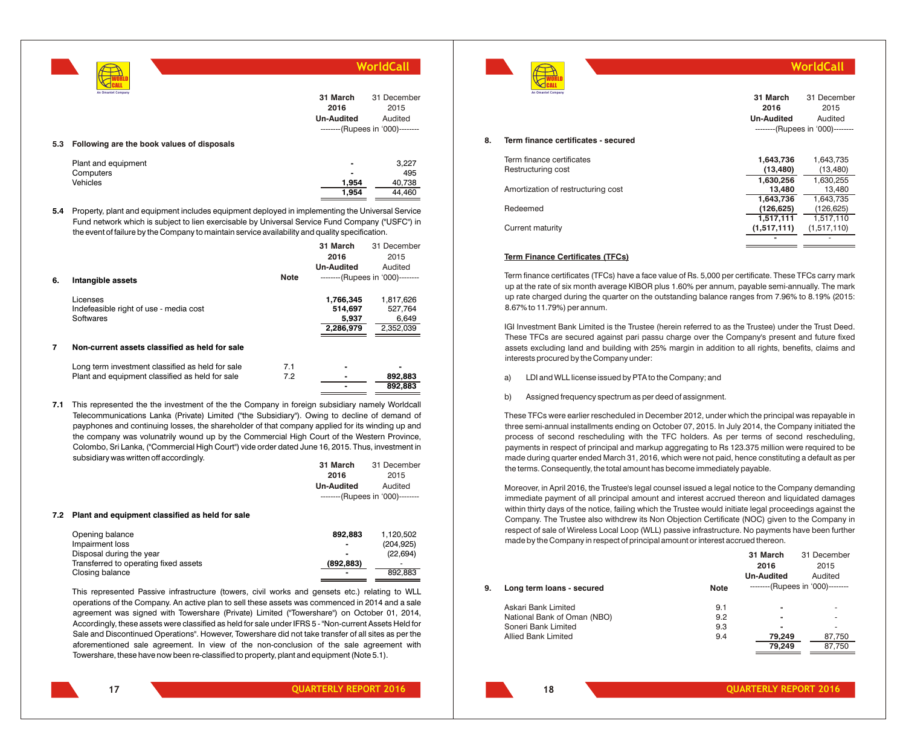|  | 31 March 2016 Un-Audited | 31 December 2015 Audited |
|---|---|---|
|  | --------(Rupees in '000)-------- | |

**5.3 Following are the book values of disposals**

|  | 31 March 2016 | 31 December 2015 |
|---|---|---|
| Plant and equipment | - | 3,227 |
| Computers | - | 495 |
| Vehicles | 1,954 | 40,738 |
|  | 1,954 | 44,460 |

**5.4** Property, plant and equipment includes equipment deployed in implementing the Universal Service Fund network which is subject to lien exercisable by Universal Service Fund Company ("USFC") in the event of failure by the Company to maintain service availability and quality specification.

| **6. Intangible assets** | Note | 31 March 2016 Un-Audited | 31 December 2015 Audited |
|---|---|---|---|
|  |  | --------(Rupees in '000)-------- | |
| Licenses |  | 1,766,345 | 1,817,626 |
| Indefeasible right of use - media cost |  | 514,697 | 527,764 |
| Softwares |  | 5,937 | 6,649 |
|  |  | 2,286,979 | 2,352,039 |

**7 Non-current assets classified as held for sale**

|  | Note | 31 March 2016 | 31 December 2015 |
|---|---|---|---|
| Long term investment classified as held for sale | 7.1 | - | - |
| Plant and equipment classified as held for sale | 7.2 | - | 892,883 |
|  |  | - | 892,883 |

**7.1** This represented the the investment of the the Company in foreign subsidiary namely Worldcall Telecommunications Lanka (Private) Limited ("the Subsidiary"). Owing to decline of demand of payphones and continuing losses, the shareholder of that company applied for its winding up and the company was volunatrily wound up by the Commercial High Court of the Western Province, Colombo, Sri Lanka, ("Commercial High Court") vide order dated June 16, 2015. Thus, investment in subsidiary was written off accordingly.

**7.2 Plant and equipment classified as held for sale**

|  | 31 March 2016 Un-Audited | 31 December 2015 Audited |
|---|---|---|
|  | --------(Rupees in '000)-------- | |
| Opening balance | 892,883 | 1,120,502 |
| Impairment loss | - | (204,925) |
| Disposal during the year | - | (22,694) |
| Transferred to operating fixed assets | (892,883) | - |
| Closing balance | - | 892,883 |

This represented Passive infrastructure (towers, civil works and gensets etc.) relating to WLL operations of the Company. An active plan to sell these assets was commenced in 2014 and a sale agreement was signed with Towershare (Private) Limited ("Towershare") on October 01, 2014, Accordingly, these assets were classified as held for sale under IFRS 5 - "Non-current Assets Held for Sale and Discontinued Operations". However, Towershare did not take transfer of all sites as per the aforementioned sale agreement. In view of the non-conclusion of the sale agreement with Towershare, these have now been re-classified to property, plant and equipment (Note 5.1).

**8. Term finance certificates - secured**

|  | 31 March 2016 Un-Audited | 31 December 2015 Audited |
|---|---|---|
|  | --------(Rupees in '000)-------- | |
| Term finance certificates | 1,643,736 | 1,643,735 |
| Restructuring cost | (13,480) | (13,480) |
|  | 1,630,256 | 1,630,255 |
| Amortization of restructuring cost | 13,480 | 13,480 |
|  | 1,643,736 | 1,643,735 |
| Redeemed | (126,625) | (126,625) |
|  | 1,517,111 | 1,517,110 |
| Current maturity | (1,517,111) | (1,517,110) |
|  | - | - |

**Term Finance Certificates (TFCs)**

Term finance certificates (TFCs) have a face value of Rs. 5,000 per certificate. These TFCs carry mark up at the rate of six month average KIBOR plus 1.60% per annum, payable semi-annually. The mark up rate charged during the quarter on the outstanding balance ranges from 7.96% to 8.19% (2015: 8.67% to 11.79%) per annum.

IGI Investment Bank Limited is the Trustee (herein referred to as the Trustee) under the Trust Deed. These TFCs are secured against pari passu charge over the Company's present and future fixed assets excluding land and building with 25% margin in addition to all rights, benefits, claims and interests procured by the Company under:

a) LDI and WLL license issued by PTA to the Company; and

b) Assigned frequency spectrum as per deed of assignment.

These TFCs were earlier rescheduled in December 2012, under which the principal was repayable in three semi-annual installments ending on October 07, 2015. In July 2014, the Company initiated the process of second rescheduling with the TFC holders. As per terms of second rescheduling, payments in respect of principal and markup aggregating to Rs 123.375 million were required to be made during quarter ended March 31, 2016, which were not paid, hence constituting a default as per the terms. Consequently, the total amount has become immediately payable.

Moreover, in April 2016, the Trustee's legal counsel issued a legal notice to the Company demanding immediate payment of all principal amount and interest accrued thereon and liquidated damages within thirty days of the notice, failing which the Trustee would initiate legal proceedings against the Company. The Trustee also withdrew its Non Objection Certificate (NOC) given to the Company in respect of sale of Wireless Local Loop (WLL) passive infrastructure. No payments have been further made by the Company in respect of principal amount or interest accrued thereon.

| **9. Long term loans - secured** | Note | 31 March 2016 Un-Audited | 31 December 2015 Audited |
|---|---|---|---|
|  |  | --------(Rupees in '000)-------- | |
| Askari Bank Limited | 9.1 | - | - |
| National Bank of Oman (NBO) | 9.2 | - | - |
| Soneri Bank Limited | 9.3 | - | - |
| Allied Bank Limited | 9.4 | 79,249 | 87,750 |
|  |  | 79,249 | 87,750 |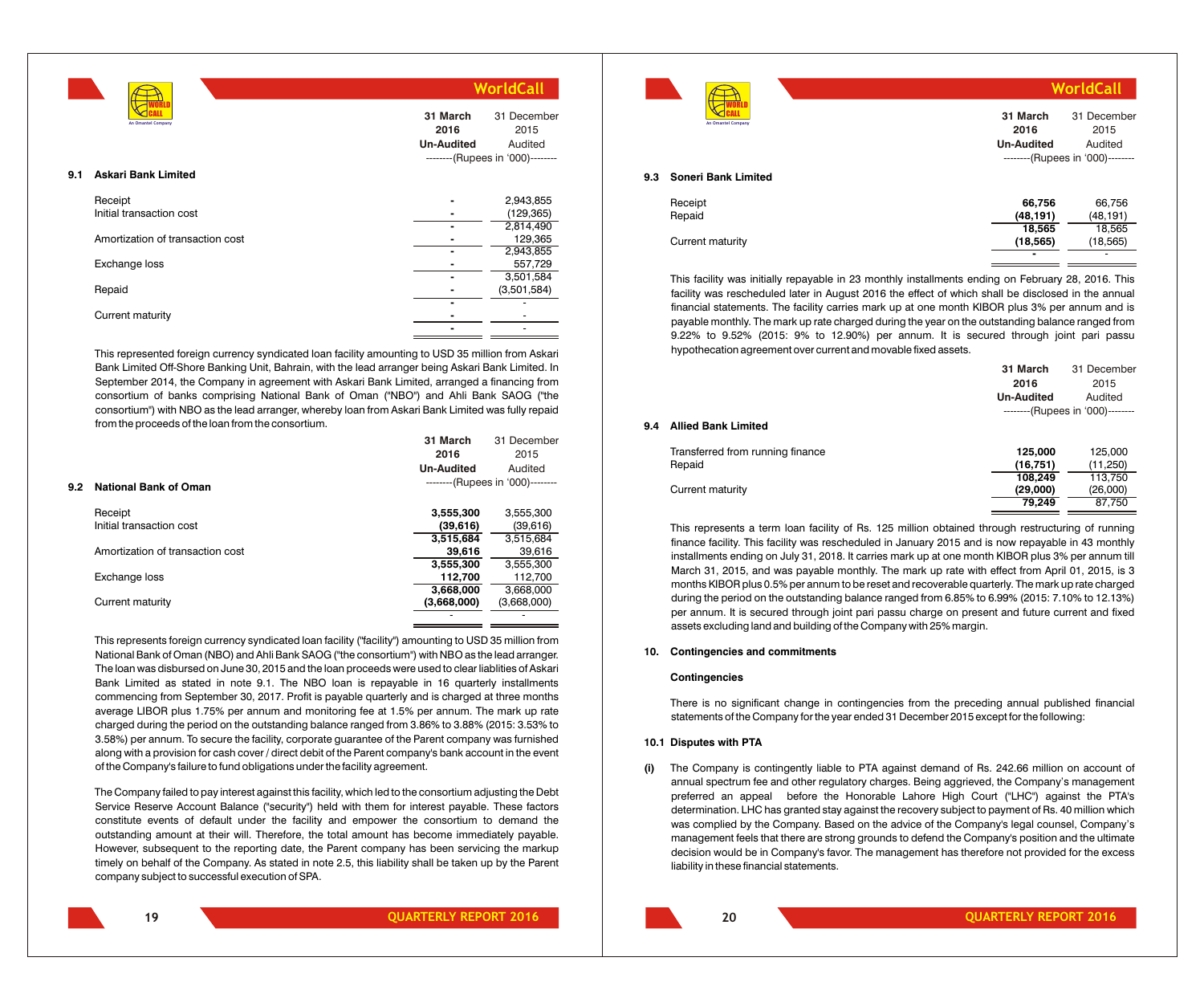### 9.1 Askari Bank Limited

| | 31 March 2016 Un-Audited | 31 December 2015 Audited |
|---|---|---|
| | --------(Rupees in '000)-------- | |
| Receipt | - | 2,943,855 |
| Initial transaction cost | - | (129,365) |
| | - | 2,814,490 |
| Amortization of transaction cost | - | 129,365 |
| | - | 2,943,855 |
| Exchange loss | - | 557,729 |
| | - | 3,501,584 |
| Repaid | - | (3,501,584) |
| | - | - |
| Current maturity | - | - |
| | - | - |

This represented foreign currency syndicated loan facility amounting to USD 35 million from Askari Bank Limited Off-Shore Banking Unit, Bahrain, with the lead arranger being Askari Bank Limited. In September 2014, the Company in agreement with Askari Bank Limited, arranged a financing from consortium of banks comprising National Bank of Oman ("NBO") and Ahli Bank SAOG ("the consortium") with NBO as the lead arranger, whereby loan from Askari Bank Limited was fully repaid from the proceeds of the loan from the consortium.

### 9.2 National Bank of Oman

| | 31 March 2016 Un-Audited | 31 December 2015 Audited |
|---|---|---|
| | --------(Rupees in '000)-------- | |
| Receipt | **3,555,300** | 3,555,300 |
| Initial transaction cost | **(39,616)** | (39,616) |
| | **3,515,684** | 3,515,684 |
| Amortization of transaction cost | **39,616** | 39,616 |
| | **3,555,300** | 3,555,300 |
| Exchange loss | **112,700** | 112,700 |
| | **3,668,000** | 3,668,000 |
| Current maturity | **(3,668,000)** | (3,668,000) |
| | - | - |

This represents foreign currency syndicated loan facility ("facility") amounting to USD 35 million from National Bank of Oman (NBO) and Ahli Bank SAOG ("the consortium") with NBO as the lead arranger. The loan was disbursed on June 30, 2015 and the loan proceeds were used to clear liablities of Askari Bank Limited as stated in note 9.1. The NBO loan is repayable in 16 quarterly installments commencing from September 30, 2017. Profit is payable quarterly and is charged at three months average LIBOR plus 1.75% per annum and monitoring fee at 1.5% per annum. The mark up rate charged during the period on the outstanding balance ranged from 3.86% to 3.88% (2015: 3.53% to 3.58%) per annum. To secure the facility, corporate guarantee of the Parent company was furnished along with a provision for cash cover / direct debit of the Parent company's bank account in the event of the Company's failure to fund obligations under the facility agreement.

The Company failed to pay interest against this facility, which led to the consortium adjusting the Debt Service Reserve Account Balance ("security") held with them for interest payable. These factors constitute events of default under the facility and empower the consortium to demand the outstanding amount at their will. Therefore, the total amount has been immediately payable. However, subsequent to the reporting date, the Parent company has been servicing the markup timely on behalf of the Company. As stated in note 2.5, this liability shall be taken up by the Parent company subject to successful execution of SPA.

### 9.3 Soneri Bank Limited

| | 31 March 2016 Un-Audited | 31 December 2015 Audited |
|---|---|---|
| | --------(Rupees in '000)-------- | |
| Receipt | **66,756** | 66,756 |
| Repaid | **(48,191)** | (48,191) |
| | **18,565** | 18,565 |
| Current maturity | **(18,565)** | (18,565) |
| | - | - |

This facility was initially repayable in 23 monthly installments ending on February 28, 2016. This facility was rescheduled later in August 2016 the effect of which shall be disclosed in the annual financial statements. The facility carries mark up at one month KIBOR plus 3% per annum and is payable monthly. The mark up rate charged during the year on the outstanding balance ranged from 9.22% to 9.52% (2015: 9% to 12.90%) per annum. It is secured through joint pari passu hypothecation agreement over current and movable fixed assets.

### 9.4 Allied Bank Limited

| | 31 March 2016 Un-Audited | 31 December 2015 Audited |
|---|---|---|
| | --------(Rupees in '000)-------- | |
| Transferred from running finance | **125,000** | 125,000 |
| Repaid | **(16,751)** | (11,250) |
| | **108,249** | 113,750 |
| Current maturity | **(29,000)** | (26,000) |
| | **79,249** | 87,750 |

This represents a term loan facility of Rs. 125 million obtained through restructuring of running finance facility. This facility was rescheduled in January 2015 and is now repayable in 43 monthly installments ending on July 31, 2018. It carries mark up at one month KIBOR plus 3% per annum till March 31, 2015, and was payable monthly. The mark up rate with effect from April 01, 2015, is 3 months KIBOR plus 0.5% per annum to be reset and recoverable quarterly. The mark up rate charged during the period on the outstanding balance ranged from 6.85% to 6.99% (2015: 7.10% to 12.13%) per annum. It is secured through joint pari passu charge on present and future current and fixed assets excluding land and building of the Company with 25% margin.

## 10. Contingencies and commitments

### Contingencies

There is no significant change in contingencies from the preceding annual published financial statements of the Company for the year ended 31 December 2015 except for the following:

### 10.1 Disputes with PTA

**(i)** The Company is contingently liable to PTA against demand of Rs. 242.66 million on account of annual spectrum fee and other regulatory charges. Being aggrieved, the Company's management preferred an appeal before the Honorable Lahore High Court ("LHC") against the PTA's determination. LHC has granted stay against the recovery subject to payment of Rs. 40 million which was complied by the Company. Based on the advice of the Company's legal counsel, Company's management feels that there are strong grounds to defend the Company's position and the ultimate decision would be in Company's favor. The management has therefore not provided for the excess liability in these financial statements.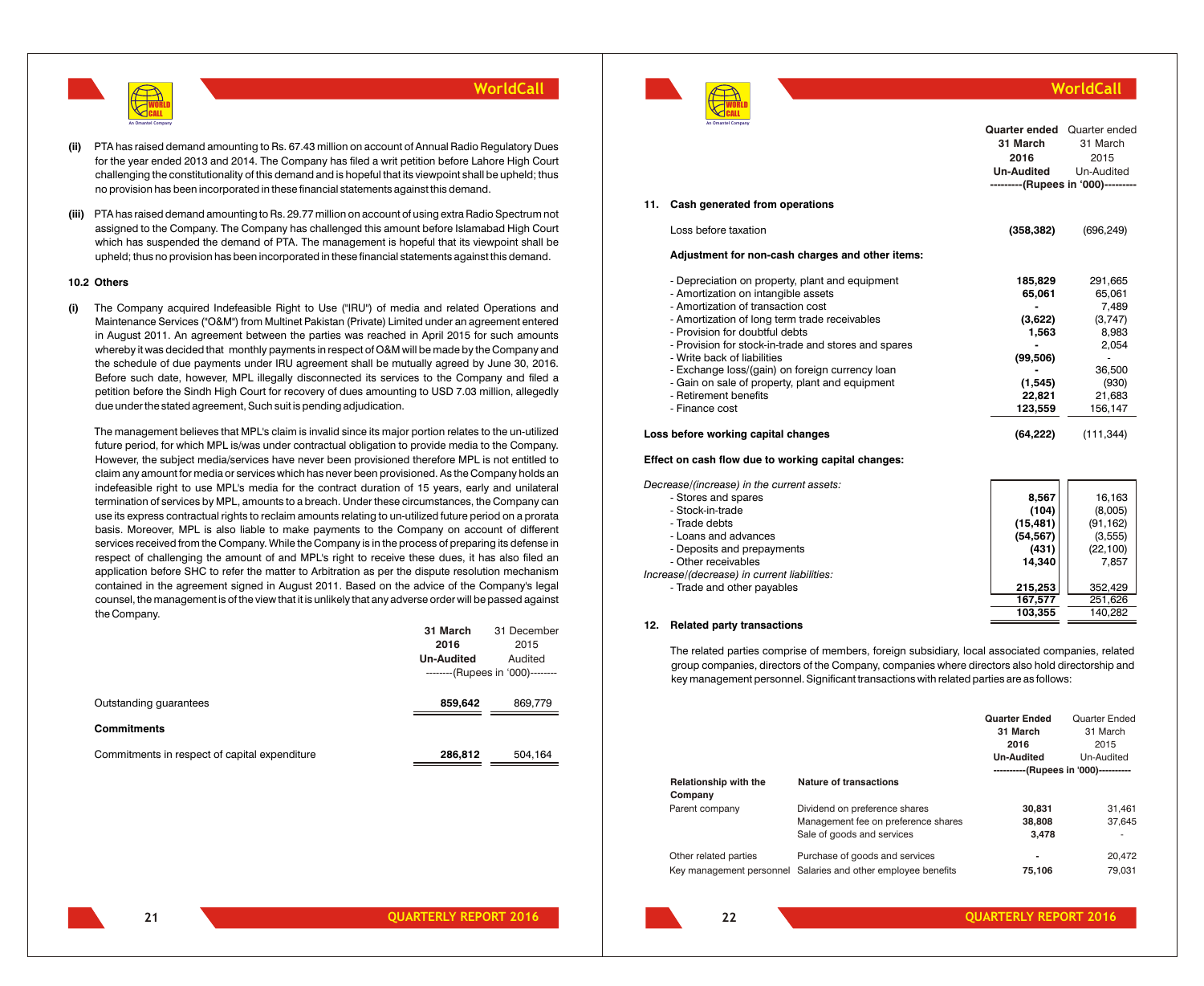**(ii)** PTA has raised demand amounting to Rs. 67.43 million on account of Annual Radio Regulatory Dues for the year ended 2013 and 2014. The Company has filed a writ petition before Lahore High Court challenging the constitutionality of this demand and is hopeful that its viewpoint shall be upheld; thus no provision has been incorporated in these financial statements against this demand.

**(iii)** PTA has raised demand amounting to Rs. 29.77 million on account of using extra Radio Spectrum not assigned to the Company. The Company has challenged this amount before Islamabad High Court which has suspended the demand of PTA. The management is hopeful that its viewpoint shall be upheld; thus no provision has been incorporated in these financial statements against this demand.

### 10.2 Others

**(i)** The Company acquired Indefeasible Right to Use ("IRU") of media and related Operations and Maintenance Services ("O&M") from Multinet Pakistan (Private) Limited under an agreement entered in August 2011. An agreement between the parties was reached in April 2015 for such amounts whereby it was decided that monthly payments in respect of O&M will be made by the Company and the schedule of due payments under IRU agreement shall be mutually agreed by June 30, 2016. Before such date, however, MPL illegally disconnected its services to the Company and filed a petition before the Sindh High Court for recovery of dues amounting to USD 7.03 million, allegedly due under the stated agreement, Such suit is pending adjudication.

The management believes that MPL's claim is invalid since its major portion relates to the un-utilized future period, for which MPL is/was under contractual obligation to provide media to the Company. However, the subject media/services have never been provisioned therefore MPL is not entitled to claim any amount for media or services which has never been provisioned. As the Company holds an indefeasible right to use MPL's media for the contract duration of 15 years, early and unilateral termination of services by MPL, amounts to a breach. Under these circumstances, the Company can use its express contractual rights to reclaim amounts relating to un-utilized future period on a prorata basis. Moreover, MPL is also liable to make payments to the Company on account of different services received from the Company. While the Company is in the process of preparing its defense in respect of challenging the amount of and MPL's right to receive these dues, it has also filed an application before SHC to refer the matter to Arbitration as per the dispute resolution mechanism contained in the agreement signed in August 2011. Based on the advice of the Company's legal counsel, the management is of the view that it is unlikely that any adverse order will be passed against the Company.

| | 31 March 2016 Un-Audited | 31 December 2015 Audited |
|---|---|---|
| | (Rupees in '000) | |
| Outstanding guarantees | **859,642** | 869,779 |
| **Commitments** | | |
| Commitments in respect of capital expenditure | **286,812** | 504,164 |

| | Quarter ended 31 March 2016 Un-Audited | Quarter ended 31 March 2015 Un-Audited |
|---|---|---|
| | (Rupees in '000) | |
| **11. Cash generated from operations** | | |
| Loss before taxation | **(358,382)** | (696,249) |
| **Adjustment for non-cash charges and other items:** | | |
| - Depreciation on property, plant and equipment | **185,829** | 291,665 |
| - Amortization on intangible assets | **65,061** | 65,061 |
| - Amortization of transaction cost | **-** | 7,489 |
| - Amortization of long term trade receivables | **(3,622)** | (3,747) |
| - Provision for doubtful debts | **1,563** | 8,983 |
| - Provision for stock-in-trade and stores and spares | **-** | 2,054 |
| - Write back of liabilities | **(99,506)** | - |
| - Exchange loss/(gain) on foreign currency loan | **-** | 36,500 |
| - Gain on sale of property, plant and equipment | **(1,545)** | (930) |
| - Retirement benefits | **22,821** | 21,683 |
| - Finance cost | **123,559** | 156,147 |
| **Loss before working capital changes** | **(64,222)** | (111,344) |
| **Effect on cash flow due to working capital changes:** | | |
| *Decrease/(increase) in the current assets:* | | |
| - Stores and spares | **8,567** | 16,163 |
| - Stock-in-trade | **(104)** | (8,005) |
| - Trade debts | **(15,481)** | (91,162) |
| - Loans and advances | **(54,567)** | (3,555) |
| - Deposits and prepayments | **(431)** | (22,100) |
| - Other receivables | **14,340** | 7,857 |
| *Increase/(decrease) in current liabilities:* | | |
| - Trade and other payables | **215,253** | 352,429 |
| | **167,577** | 251,626 |
| | **103,355** | 140,282 |

### 12. Related party transactions

The related parties comprise of members, foreign subsidiary, local associated companies, related group companies, directors of the Company, companies where directors also hold directorship and key management personnel. Significant transactions with related parties are as follows:

| Relationship with the Company | Nature of transactions | Quarter Ended 31 March 2016 Un-Audited | Quarter Ended 31 March 2015 Un-Audited |
|---|---|---|---|
| | | (Rupees in '000) | |
| Parent company | Dividend on preference shares | **30,831** | 31,461 |
| | Management fee on preference shares | **38,808** | 37,645 |
| | Sale of goods and services | **3,478** | - |
| Other related parties | Purchase of goods and services | **-** | 20,472 |
| Key management personnel | Salaries and other employee benefits | **75,106** | 79,031 |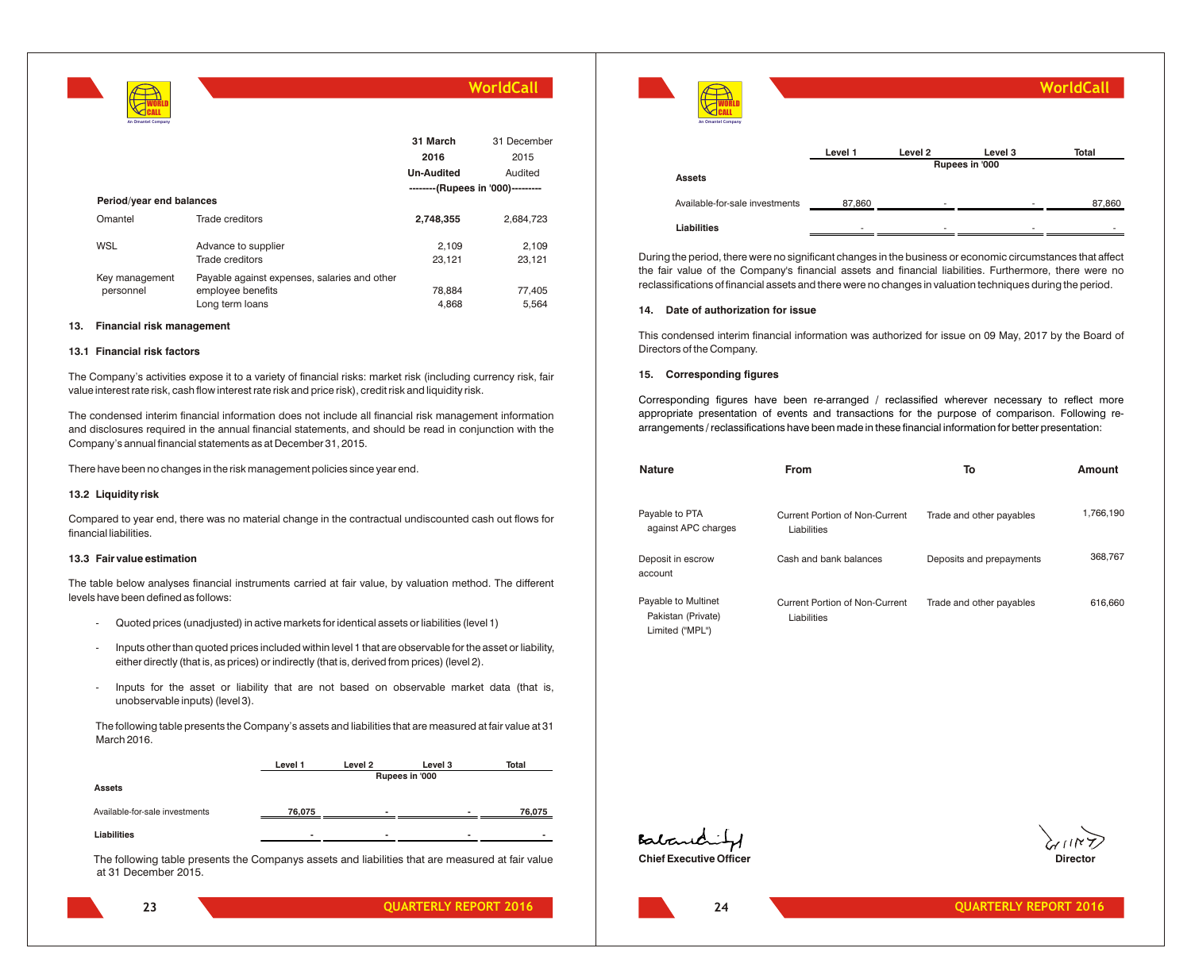| | | 31 March 2016 Un-Audited | 31 December 2015 Audited |
|---|---|---|---|
| | | --------(Rupees in '000)--------- | |
| **Period/year end balances** | | | |
| Omantel | Trade creditors | **2,748,355** | 2,684,723 |
| WSL | Advance to supplier | 2,109 | 2,109 |
| | Trade creditors | 23,121 | 23,121 |
| Key management personnel | Payable against expenses, salaries and other employee benefits | 78,884 | 77,405 |
| | Long term loans | 4,868 | 5,564 |

## 13. Financial risk management

### 13.1 Financial risk factors

The Company's activities expose it to a variety of financial risks: market risk (including currency risk, fair value interest rate risk, cash flow interest rate risk and price risk), credit risk and liquidity risk.

The condensed interim financial information does not include all financial risk management information and disclosures required in the annual financial statements, and should be read in conjunction with the Company's annual financial statements as at December 31, 2015.

There have been no changes in the risk management policies since year end.

### 13.2 Liquidity risk

Compared to year end, there was no material change in the contractual undiscounted cash out flows for financial liabilities.

### 13.3 Fair value estimation

The table below analyses financial instruments carried at fair value, by valuation method. The different levels have been defined as follows:

- Quoted prices (unadjusted) in active markets for identical assets or liabilities (level 1)
- Inputs other than quoted prices included within level 1 that are observable for the asset or liability, either directly (that is, as prices) or indirectly (that is, derived from prices) (level 2).
- Inputs for the asset or liability that are not based on observable market data (that is, unobservable inputs) (level 3).

The following table presents the Company's assets and liabilities that are measured at fair value at 31 March 2016.

| | Level 1 | Level 2 | Level 3 | Total |
|---|---|---|---|---|
| | Rupees in '000 | | | |
| **Assets** | | | | |
| Available-for-sale investments | 76,075 | - | - | 76,075 |
| **Liabilities** | - | - | - | - |

The following table presents the Companys assets and liabilities that are measured at fair value at 31 December 2015.

| | Level 1 | Level 2 | Level 3 | Total |
|---|---|---|---|---|
| | Rupees in '000 | | | |
| **Assets** | | | | |
| Available-for-sale investments | 87,860 | - | - | 87,860 |
| **Liabilities** | - | - | - | - |

During the period, there were no significant changes in the business or economic circumstances that affect the fair value of the Company's financial assets and financial liabilities. Furthermore, there were no reclassifications of financial assets and there were no changes in valuation techniques during the period.

## 14. Date of authorization for issue

This condensed interim financial information was authorized for issue on 09 May, 2017 by the Board of Directors of the Company.

## 15. Corresponding figures

Corresponding figures have been re-arranged / reclassified wherever necessary to reflect more appropriate presentation of events and transactions for the purpose of comparison. Following re-arrangements / reclassifications have been made in these financial information for better presentation:

| Nature | From | To | Amount |
|---|---|---|---|
| Payable to PTA against APC charges | Current Portion of Non-Current Liabilities | Trade and other payables | 1,766,190 |
| Deposit in escrow account | Cash and bank balances | Deposits and prepayments | 368,767 |
| Payable to Multinet Pakistan (Private) Limited ("MPL") | Current Portion of Non-Current Liabilities | Trade and other payables | 616,660 |

**Chief Executive Officer**

**Director**